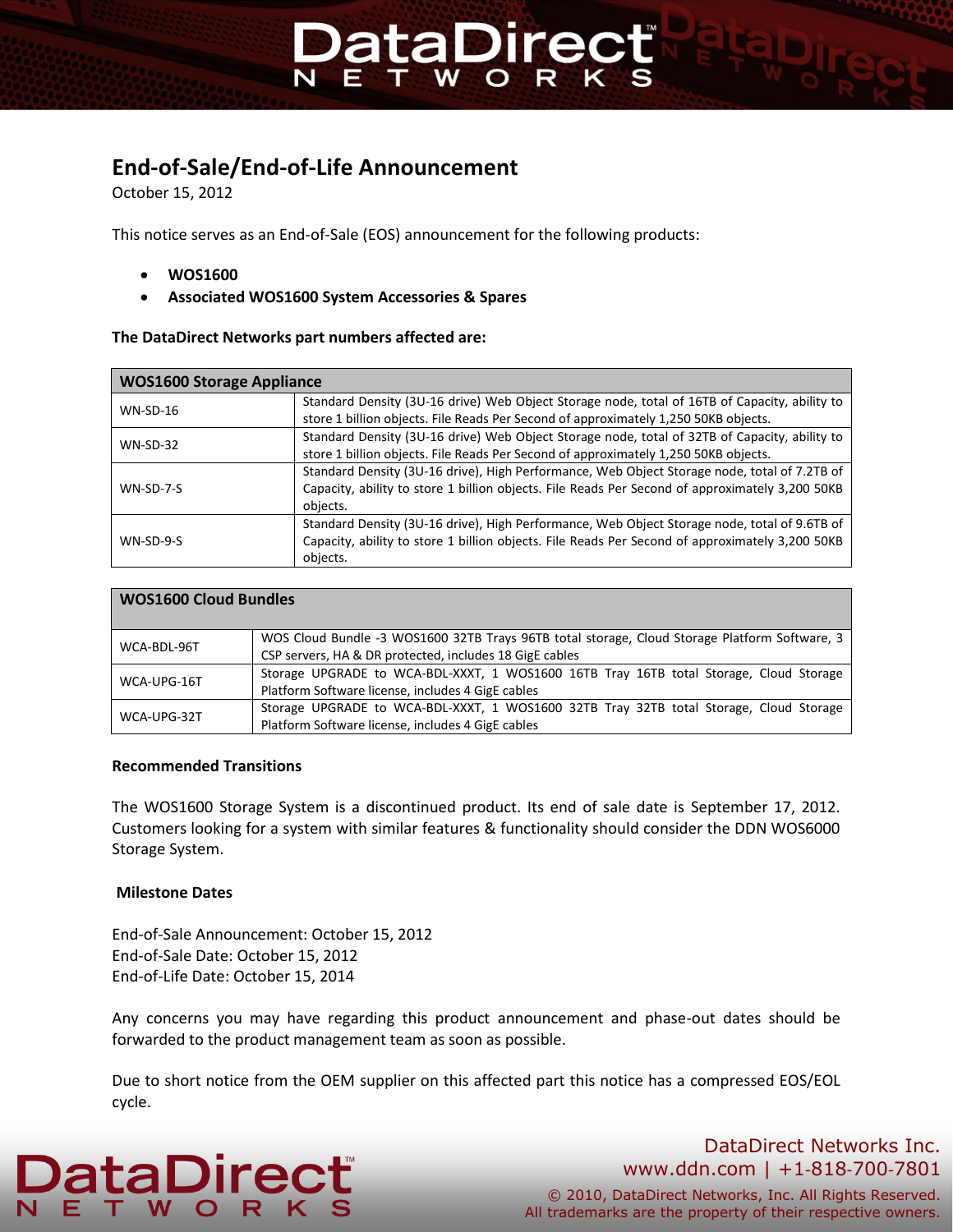## End-of-Sale/End-of-Life Announcement

October 15, 2012

This notice serves as an End-of-Sale (EOS) announcement for the following products:

- **WOS1600**
- **Associated WOS1600 System Accessories & Spares**

**The DataDirect Networks part numbers affected are:**

| WOS1600 Storage Appliance | |
|---|---|
| WN-SD-16 | Standard Density (3U-16 drive) Web Object Storage node, total of 16TB of Capacity, ability to store 1 billion objects. File Reads Per Second of approximately 1,250 50KB objects. |
| WN-SD-32 | Standard Density (3U-16 drive) Web Object Storage node, total of 32TB of Capacity, ability to store 1 billion objects. File Reads Per Second of approximately 1,250 50KB objects. |
| WN-SD-7-S | Standard Density (3U-16 drive), High Performance, Web Object Storage node, total of 7.2TB of Capacity, ability to store 1 billion objects. File Reads Per Second of approximately 3,200 50KB objects. |
| WN-SD-9-S | Standard Density (3U-16 drive), High Performance, Web Object Storage node, total of 9.6TB of Capacity, ability to store 1 billion objects. File Reads Per Second of approximately 3,200 50KB objects. |

| WOS1600 Cloud Bundles | |
|---|---|
| WCA-BDL-96T | WOS Cloud Bundle -3 WOS1600 32TB Trays 96TB total storage, Cloud Storage Platform Software, 3 CSP servers, HA & DR protected, includes 18 GigE cables |
| WCA-UPG-16T | Storage UPGRADE to WCA-BDL-XXXT, 1 WOS1600 16TB Tray 16TB total Storage, Cloud Storage Platform Software license, includes 4 GigE cables |
| WCA-UPG-32T | Storage UPGRADE to WCA-BDL-XXXT, 1 WOS1600 32TB Tray 32TB total Storage, Cloud Storage Platform Software license, includes 4 GigE cables |

**Recommended Transitions**

The WOS1600 Storage System is a discontinued product. Its end of sale date is September 17, 2012. Customers looking for a system with similar features & functionality should consider the DDN WOS6000 Storage System.

**Milestone Dates**

End-of-Sale Announcement: October 15, 2012
End-of-Sale Date: October 15, 2012
End-of-Life Date: October 15, 2014

Any concerns you may have regarding this product announcement and phase-out dates should be forwarded to the product management team as soon as possible.

Due to short notice from the OEM supplier on this affected part this notice has a compressed EOS/EOL cycle.

DataDirect Networks Inc.
www.ddn.com | +1-818-700-7801
© 2010, DataDirect Networks, Inc. All Rights Reserved.
All trademarks are the property of their respective owners.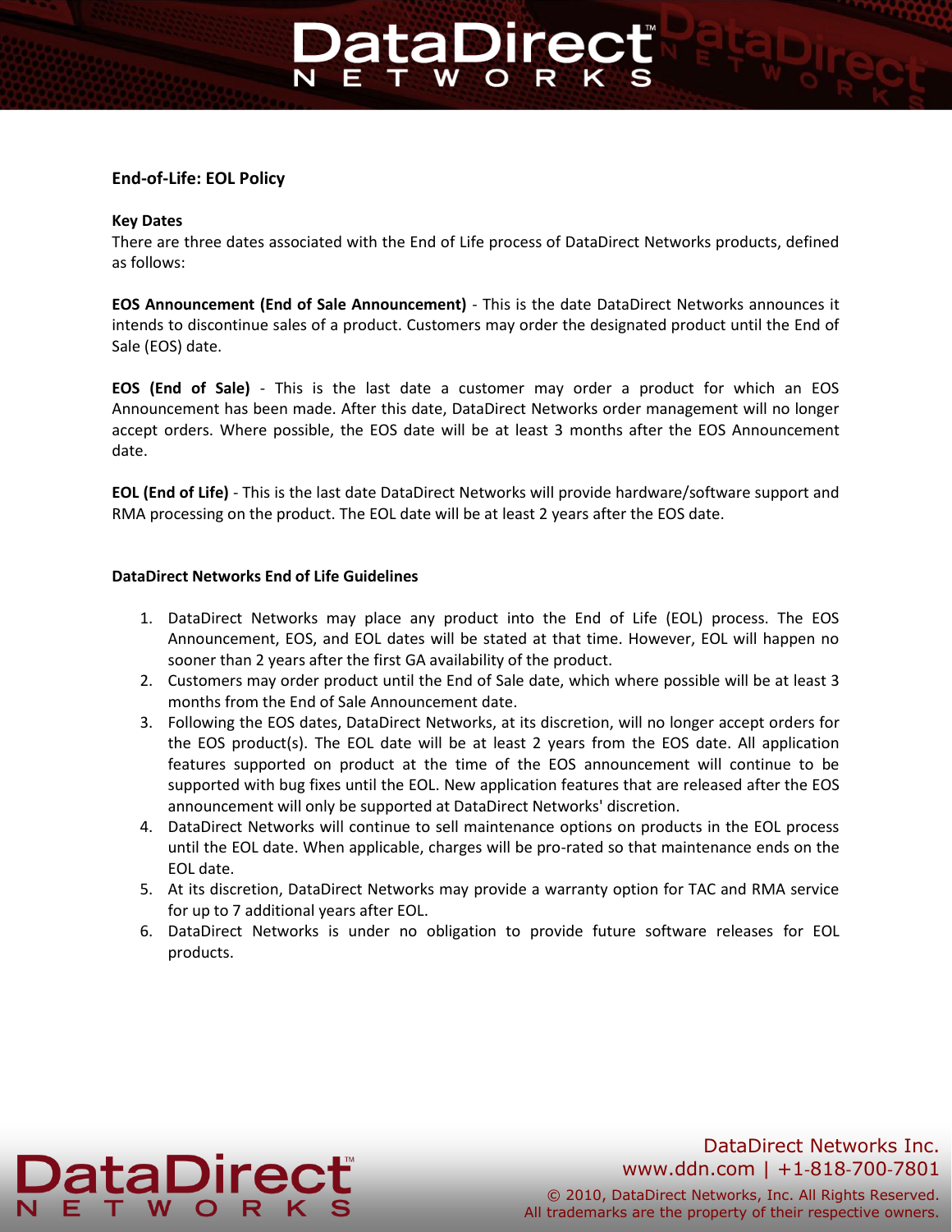## End-of-Life: EOL Policy

### Key Dates

There are three dates associated with the End of Life process of DataDirect Networks products, defined as follows:

**EOS Announcement (End of Sale Announcement)** - This is the date DataDirect Networks announces it intends to discontinue sales of a product. Customers may order the designated product until the End of Sale (EOS) date.

**EOS (End of Sale)** - This is the last date a customer may order a product for which an EOS Announcement has been made. After this date, DataDirect Networks order management will no longer accept orders. Where possible, the EOS date will be at least 3 months after the EOS Announcement date.

**EOL (End of Life)** - This is the last date DataDirect Networks will provide hardware/software support and RMA processing on the product. The EOL date will be at least 2 years after the EOS date.

### DataDirect Networks End of Life Guidelines

1. DataDirect Networks may place any product into the End of Life (EOL) process. The EOS Announcement, EOS, and EOL dates will be stated at that time. However, EOL will happen no sooner than 2 years after the first GA availability of the product.
2. Customers may order product until the End of Sale date, which where possible will be at least 3 months from the End of Sale Announcement date.
3. Following the EOS dates, DataDirect Networks, at its discretion, will no longer accept orders for the EOS product(s). The EOL date will be at least 2 years from the EOS date. All application features supported on product at the time of the EOS announcement will continue to be supported with bug fixes until the EOL. New application features that are released after the EOS announcement will only be supported at DataDirect Networks' discretion.
4. DataDirect Networks will continue to sell maintenance options on products in the EOL process until the EOL date. When applicable, charges will be pro-rated so that maintenance ends on the EOL date.
5. At its discretion, DataDirect Networks may provide a warranty option for TAC and RMA service for up to 7 additional years after EOL.
6. DataDirect Networks is under no obligation to provide future software releases for EOL products.